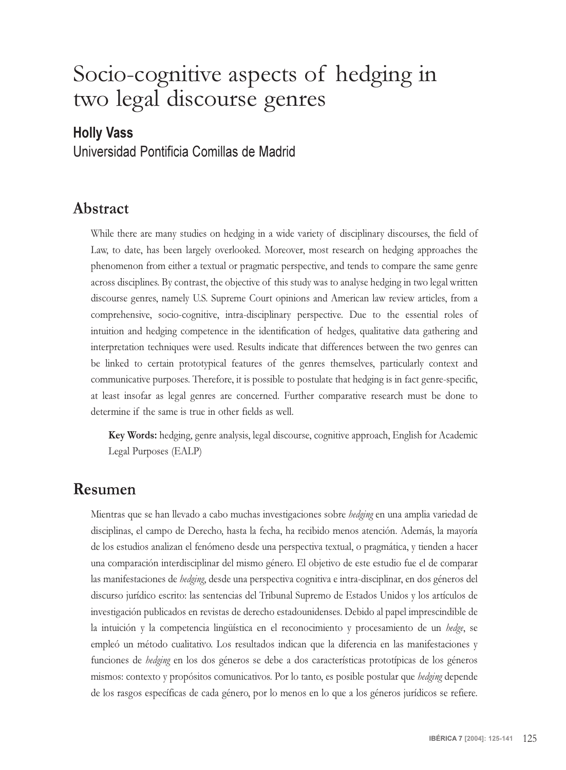# Socio-cognitive aspects of hedging in two legal discourse genres

**Holly Vass**
Universidad Pontificia Comillas de Madrid

## Abstract

While there are many studies on hedging in a wide variety of disciplinary discourses, the field of Law, to date, has been largely overlooked. Moreover, most research on hedging approaches the phenomenon from either a textual or pragmatic perspective, and tends to compare the same genre across disciplines. By contrast, the objective of this study was to analyse hedging in two legal written discourse genres, namely U.S. Supreme Court opinions and American law review articles, from a comprehensive, socio-cognitive, intra-disciplinary perspective. Due to the essential roles of intuition and hedging competence in the identification of hedges, qualitative data gathering and interpretation techniques were used. Results indicate that differences between the two genres can be linked to certain prototypical features of the genres themselves, particularly context and communicative purposes. Therefore, it is possible to postulate that hedging is in fact genre-specific, at least insofar as legal genres are concerned. Further comparative research must be done to determine if the same is true in other fields as well.

**Key Words:** hedging, genre analysis, legal discourse, cognitive approach, English for Academic Legal Purposes (EALP)

## Resumen

Mientras que se han llevado a cabo muchas investigaciones sobre *hedging* en una amplia variedad de disciplinas, el campo de Derecho, hasta la fecha, ha recibido menos atención. Además, la mayoría de los estudios analizan el fenómeno desde una perspectiva textual, o pragmática, y tienden a hacer una comparación interdisciplinar del mismo género. El objetivo de este estudio fue el de comparar las manifestaciones de *hedging*, desde una perspectiva cognitiva e intra-disciplinar, en dos géneros del discurso jurídico escrito: las sentencias del Tribunal Supremo de Estados Unidos y los artículos de investigación publicados en revistas de derecho estadounidenses. Debido al papel imprescindible de la intuición y la competencia lingüística en el reconocimiento y procesamiento de un *hedge*, se empleó un método cualitativo. Los resultados indican que la diferencia en las manifestaciones y funciones de *hedging* en los dos géneros se debe a dos características prototípicas de los géneros mismos: contexto y propósitos comunicativos. Por lo tanto, es posible postular que *hedging* depende de los rasgos específicas de cada género, por lo menos en lo que a los géneros jurídicos se refiere.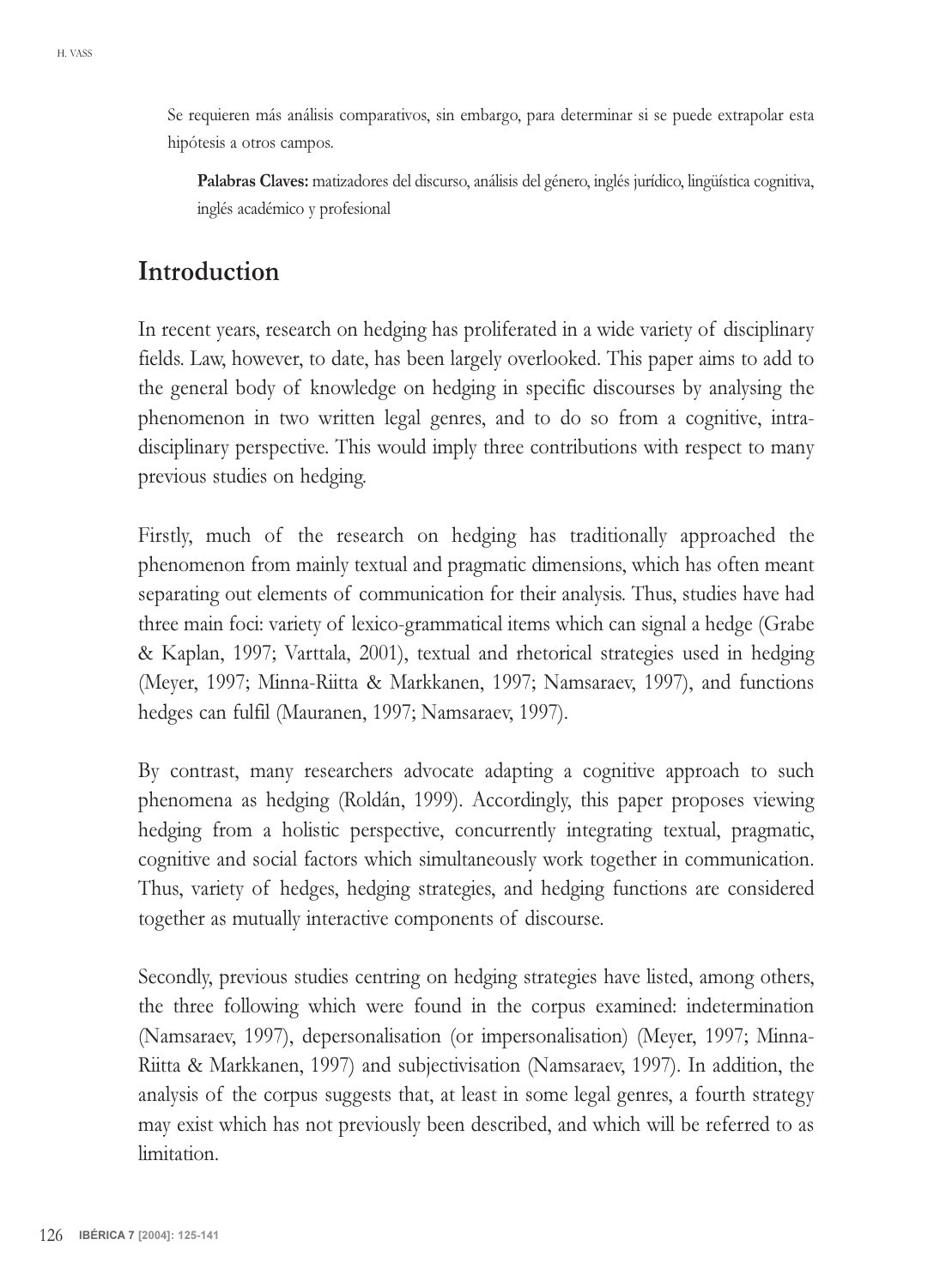Se requieren más análisis comparativos, sin embargo, para determinar si se puede extrapolar esta hipótesis a otros campos.

**Palabras Claves:** matizadores del discurso, análisis del género, inglés jurídico, lingüística cognitiva, inglés académico y profesional

## Introduction

In recent years, research on hedging has proliferated in a wide variety of disciplinary fields. Law, however, to date, has been largely overlooked. This paper aims to add to the general body of knowledge on hedging in specific discourses by analysing the phenomenon in two written legal genres, and to do so from a cognitive, intra-disciplinary perspective. This would imply three contributions with respect to many previous studies on hedging.

Firstly, much of the research on hedging has traditionally approached the phenomenon from mainly textual and pragmatic dimensions, which has often meant separating out elements of communication for their analysis. Thus, studies have had three main foci: variety of lexico-grammatical items which can signal a hedge (Grabe & Kaplan, 1997; Varttala, 2001), textual and rhetorical strategies used in hedging (Meyer, 1997; Minna-Riitta & Markkanen, 1997; Namsaraev, 1997), and functions hedges can fulfil (Mauranen, 1997; Namsaraev, 1997).

By contrast, many researchers advocate adapting a cognitive approach to such phenomena as hedging (Roldán, 1999). Accordingly, this paper proposes viewing hedging from a holistic perspective, concurrently integrating textual, pragmatic, cognitive and social factors which simultaneously work together in communication. Thus, variety of hedges, hedging strategies, and hedging functions are considered together as mutually interactive components of discourse.

Secondly, previous studies centring on hedging strategies have listed, among others, the three following which were found in the corpus examined: indetermination (Namsaraev, 1997), depersonalisation (or impersonalisation) (Meyer, 1997; Minna-Riitta & Markkanen, 1997) and subjectivisation (Namsaraev, 1997). In addition, the analysis of the corpus suggests that, at least in some legal genres, a fourth strategy may exist which has not previously been described, and which will be referred to as limitation.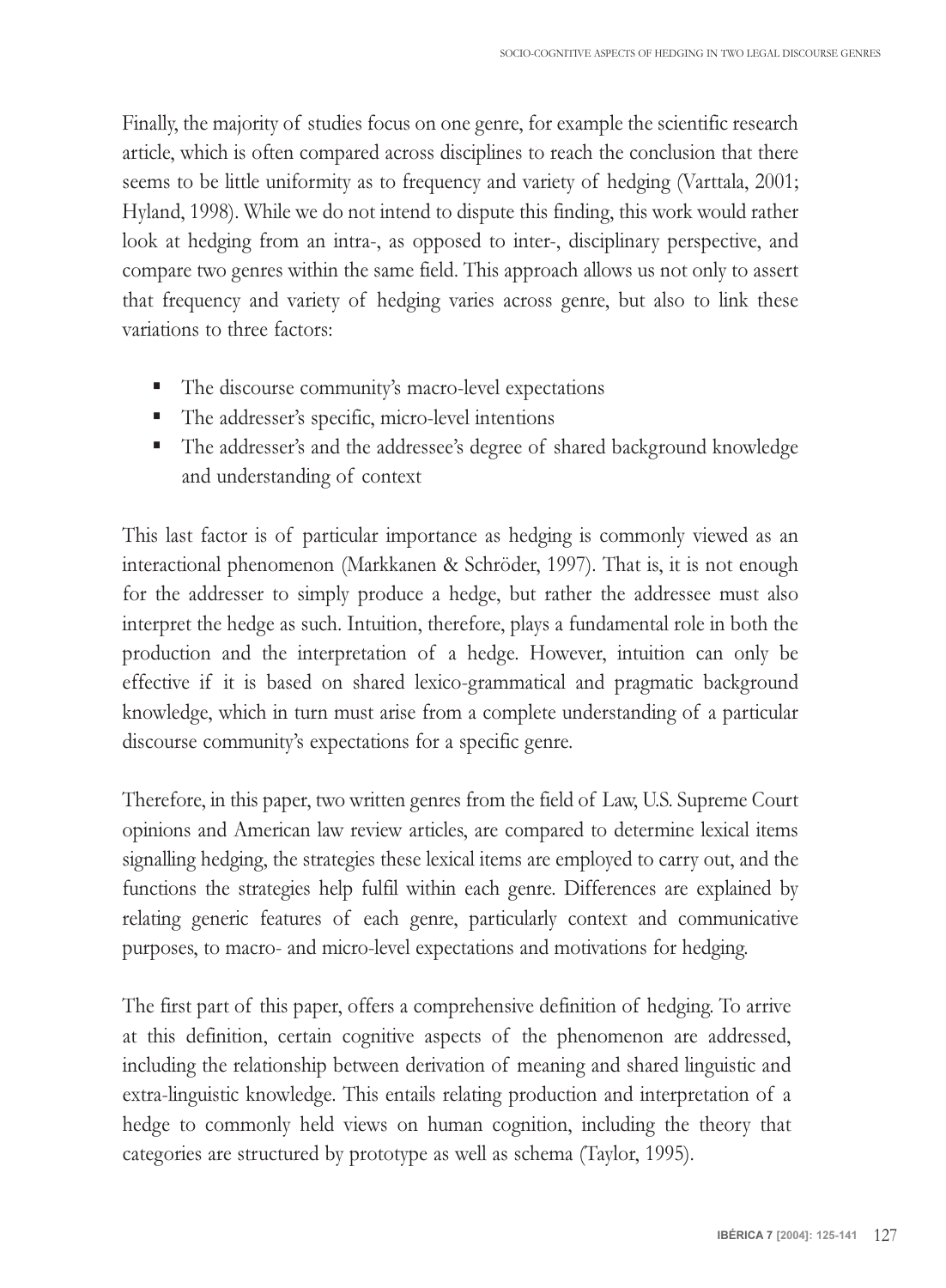Finally, the majority of studies focus on one genre, for example the scientific research article, which is often compared across disciplines to reach the conclusion that there seems to be little uniformity as to frequency and variety of hedging (Varttala, 2001; Hyland, 1998). While we do not intend to dispute this finding, this work would rather look at hedging from an intra-, as opposed to inter-, disciplinary perspective, and compare two genres within the same field. This approach allows us not only to assert that frequency and variety of hedging varies across genre, but also to link these variations to three factors:

- The discourse community's macro-level expectations
- The addresser's specific, micro-level intentions
- The addresser's and the addressee's degree of shared background knowledge and understanding of context

This last factor is of particular importance as hedging is commonly viewed as an interactional phenomenon (Markkanen & Schröder, 1997). That is, it is not enough for the addresser to simply produce a hedge, but rather the addressee must also interpret the hedge as such. Intuition, therefore, plays a fundamental role in both the production and the interpretation of a hedge. However, intuition can only be effective if it is based on shared lexico-grammatical and pragmatic background knowledge, which in turn must arise from a complete understanding of a particular discourse community's expectations for a specific genre.

Therefore, in this paper, two written genres from the field of Law, U.S. Supreme Court opinions and American law review articles, are compared to determine lexical items signalling hedging, the strategies these lexical items are employed to carry out, and the functions the strategies help fulfil within each genre. Differences are explained by relating generic features of each genre, particularly context and communicative purposes, to macro- and micro-level expectations and motivations for hedging.

The first part of this paper, offers a comprehensive definition of hedging. To arrive at this definition, certain cognitive aspects of the phenomenon are addressed, including the relationship between derivation of meaning and shared linguistic and extra-linguistic knowledge. This entails relating production and interpretation of a hedge to commonly held views on human cognition, including the theory that categories are structured by prototype as well as schema (Taylor, 1995).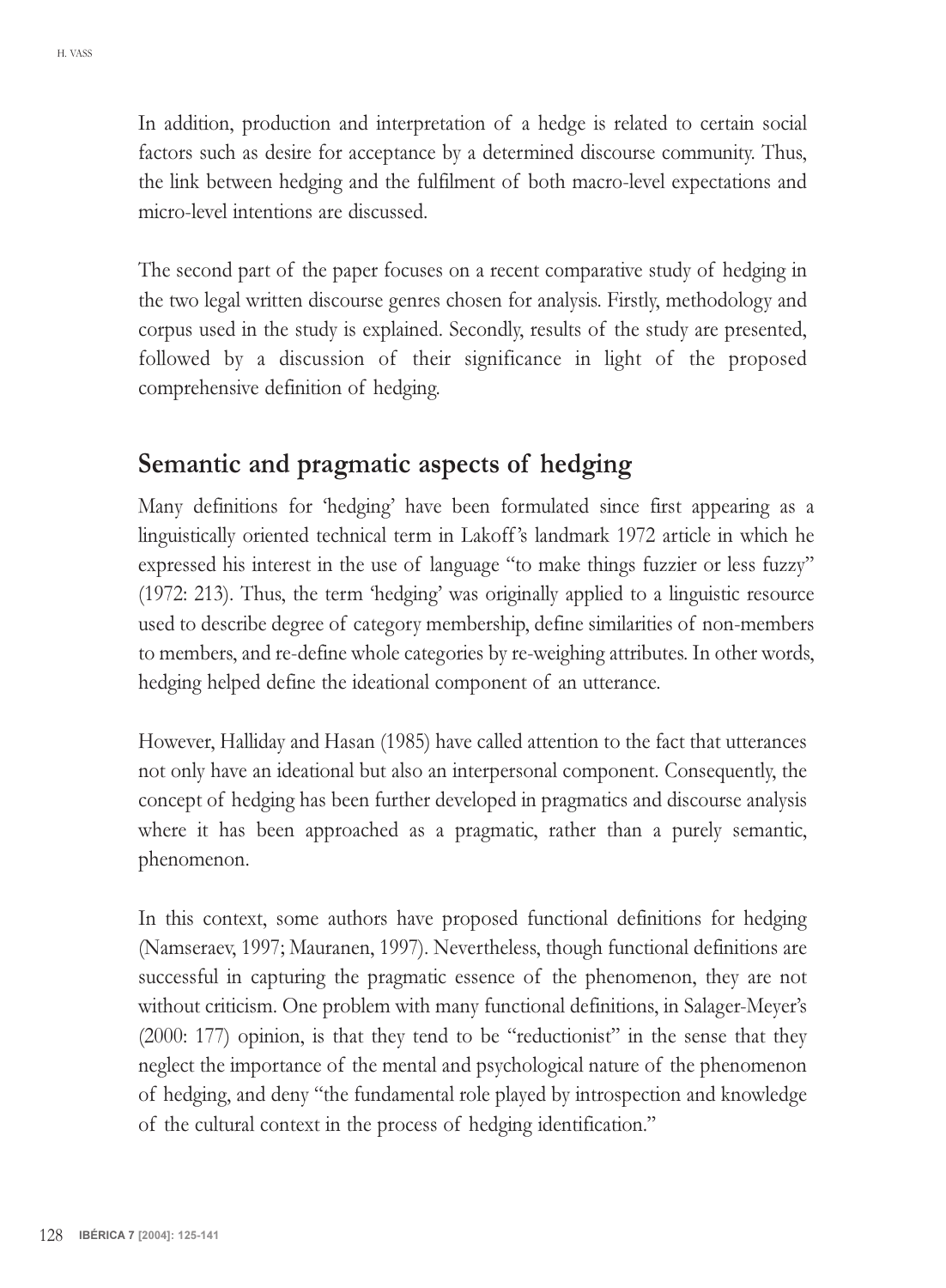In addition, production and interpretation of a hedge is related to certain social factors such as desire for acceptance by a determined discourse community. Thus, the link between hedging and the fulfilment of both macro-level expectations and micro-level intentions are discussed.

The second part of the paper focuses on a recent comparative study of hedging in the two legal written discourse genres chosen for analysis. Firstly, methodology and corpus used in the study is explained. Secondly, results of the study are presented, followed by a discussion of their significance in light of the proposed comprehensive definition of hedging.

## Semantic and pragmatic aspects of hedging

Many definitions for 'hedging' have been formulated since first appearing as a linguistically oriented technical term in Lakoff's landmark 1972 article in which he expressed his interest in the use of language "to make things fuzzier or less fuzzy" (1972: 213). Thus, the term 'hedging' was originally applied to a linguistic resource used to describe degree of category membership, define similarities of non-members to members, and re-define whole categories by re-weighing attributes. In other words, hedging helped define the ideational component of an utterance.

However, Halliday and Hasan (1985) have called attention to the fact that utterances not only have an ideational but also an interpersonal component. Consequently, the concept of hedging has been further developed in pragmatics and discourse analysis where it has been approached as a pragmatic, rather than a purely semantic, phenomenon.

In this context, some authors have proposed functional definitions for hedging (Namseraev, 1997; Mauranen, 1997). Nevertheless, though functional definitions are successful in capturing the pragmatic essence of the phenomenon, they are not without criticism. One problem with many functional definitions, in Salager-Meyer's (2000: 177) opinion, is that they tend to be "reductionist" in the sense that they neglect the importance of the mental and psychological nature of the phenomenon of hedging, and deny "the fundamental role played by introspection and knowledge of the cultural context in the process of hedging identification."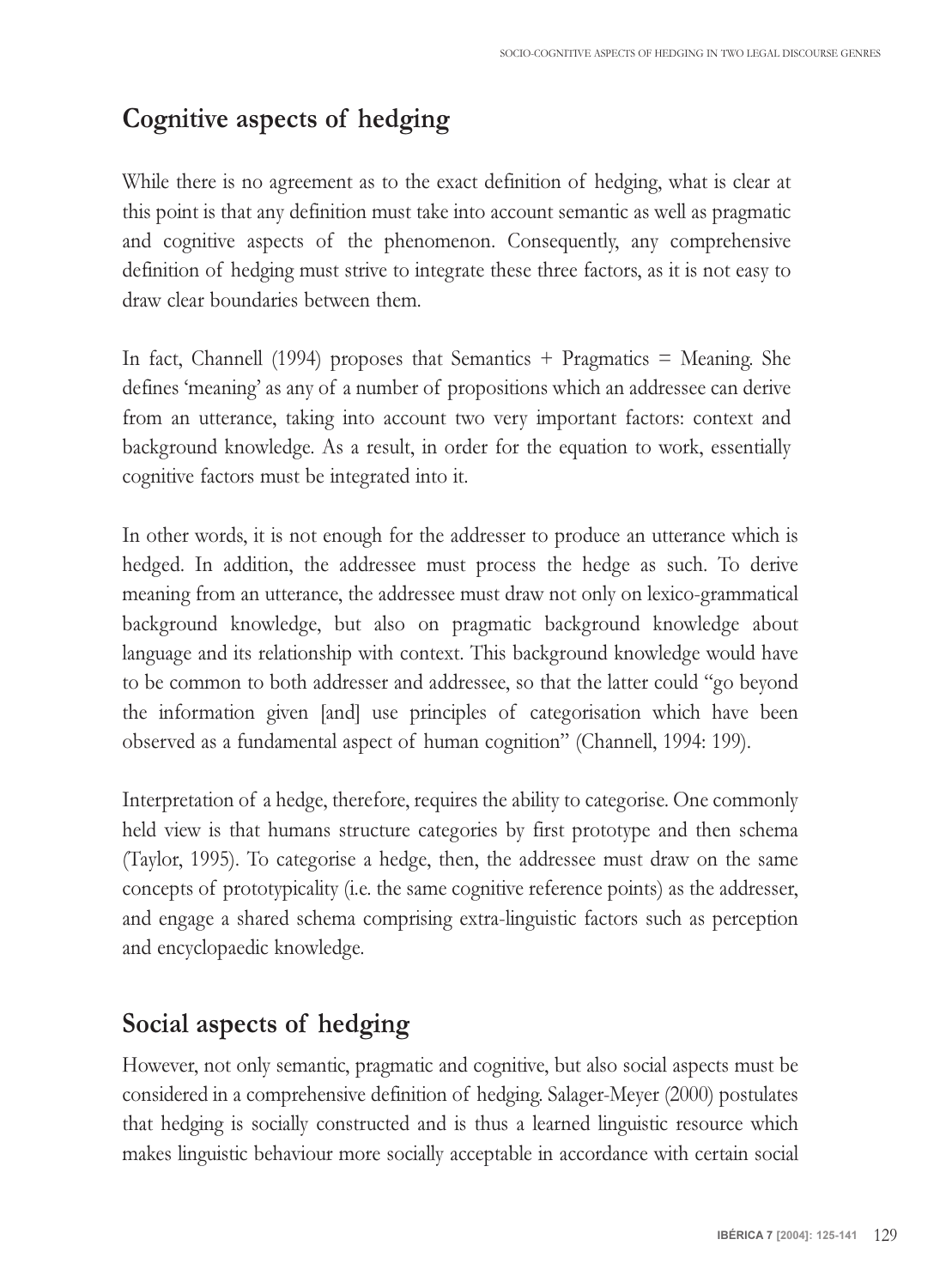## Cognitive aspects of hedging

While there is no agreement as to the exact definition of hedging, what is clear at this point is that any definition must take into account semantic as well as pragmatic and cognitive aspects of the phenomenon. Consequently, any comprehensive definition of hedging must strive to integrate these three factors, as it is not easy to draw clear boundaries between them.

In fact, Channell (1994) proposes that Semantics + Pragmatics = Meaning. She defines 'meaning' as any of a number of propositions which an addressee can derive from an utterance, taking into account two very important factors: context and background knowledge. As a result, in order for the equation to work, essentially cognitive factors must be integrated into it.

In other words, it is not enough for the addresser to produce an utterance which is hedged. In addition, the addressee must process the hedge as such. To derive meaning from an utterance, the addressee must draw not only on lexico-grammatical background knowledge, but also on pragmatic background knowledge about language and its relationship with context. This background knowledge would have to be common to both addresser and addressee, so that the latter could "go beyond the information given [and] use principles of categorisation which have been observed as a fundamental aspect of human cognition" (Channell, 1994: 199).

Interpretation of a hedge, therefore, requires the ability to categorise. One commonly held view is that humans structure categories by first prototype and then schema (Taylor, 1995). To categorise a hedge, then, the addressee must draw on the same concepts of prototypicality (i.e. the same cognitive reference points) as the addresser, and engage a shared schema comprising extra-linguistic factors such as perception and encyclopaedic knowledge.

## Social aspects of hedging

However, not only semantic, pragmatic and cognitive, but also social aspects must be considered in a comprehensive definition of hedging. Salager-Meyer (2000) postulates that hedging is socially constructed and is thus a learned linguistic resource which makes linguistic behaviour more socially acceptable in accordance with certain social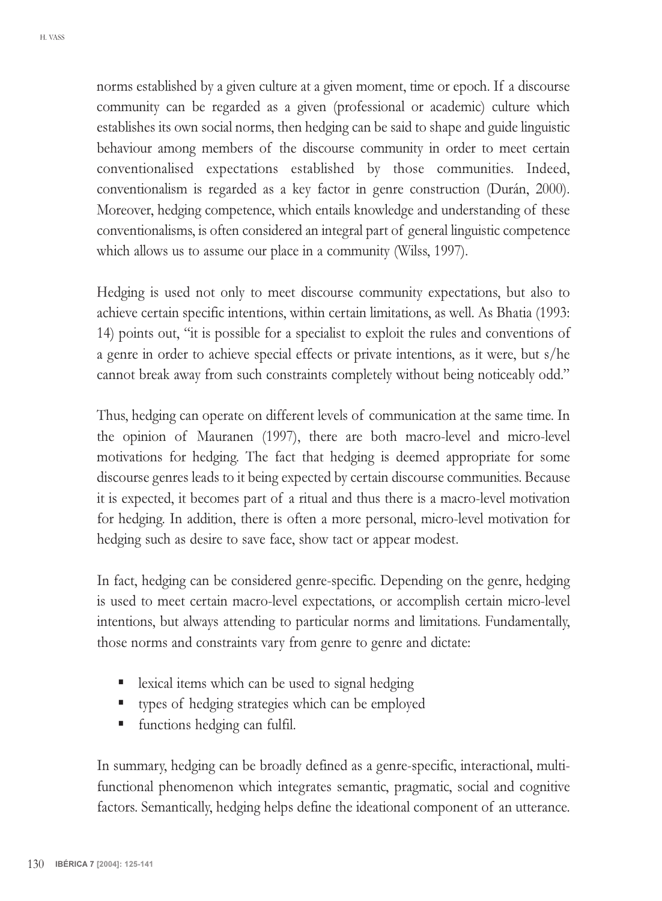norms established by a given culture at a given moment, time or epoch. If a discourse community can be regarded as a given (professional or academic) culture which establishes its own social norms, then hedging can be said to shape and guide linguistic behaviour among members of the discourse community in order to meet certain conventionalised expectations established by those communities. Indeed, conventionalism is regarded as a key factor in genre construction (Durán, 2000). Moreover, hedging competence, which entails knowledge and understanding of these conventionalisms, is often considered an integral part of general linguistic competence which allows us to assume our place in a community (Wilss, 1997).

Hedging is used not only to meet discourse community expectations, but also to achieve certain specific intentions, within certain limitations, as well. As Bhatia (1993: 14) points out, "it is possible for a specialist to exploit the rules and conventions of a genre in order to achieve special effects or private intentions, as it were, but s/he cannot break away from such constraints completely without being noticeably odd."

Thus, hedging can operate on different levels of communication at the same time. In the opinion of Mauranen (1997), there are both macro-level and micro-level motivations for hedging. The fact that hedging is deemed appropriate for some discourse genres leads to it being expected by certain discourse communities. Because it is expected, it becomes part of a ritual and thus there is a macro-level motivation for hedging. In addition, there is often a more personal, micro-level motivation for hedging such as desire to save face, show tact or appear modest.

In fact, hedging can be considered genre-specific. Depending on the genre, hedging is used to meet certain macro-level expectations, or accomplish certain micro-level intentions, but always attending to particular norms and limitations. Fundamentally, those norms and constraints vary from genre to genre and dictate:

- lexical items which can be used to signal hedging
- types of hedging strategies which can be employed
- functions hedging can fulfil.

In summary, hedging can be broadly defined as a genre-specific, interactional, multi-functional phenomenon which integrates semantic, pragmatic, social and cognitive factors. Semantically, hedging helps define the ideational component of an utterance.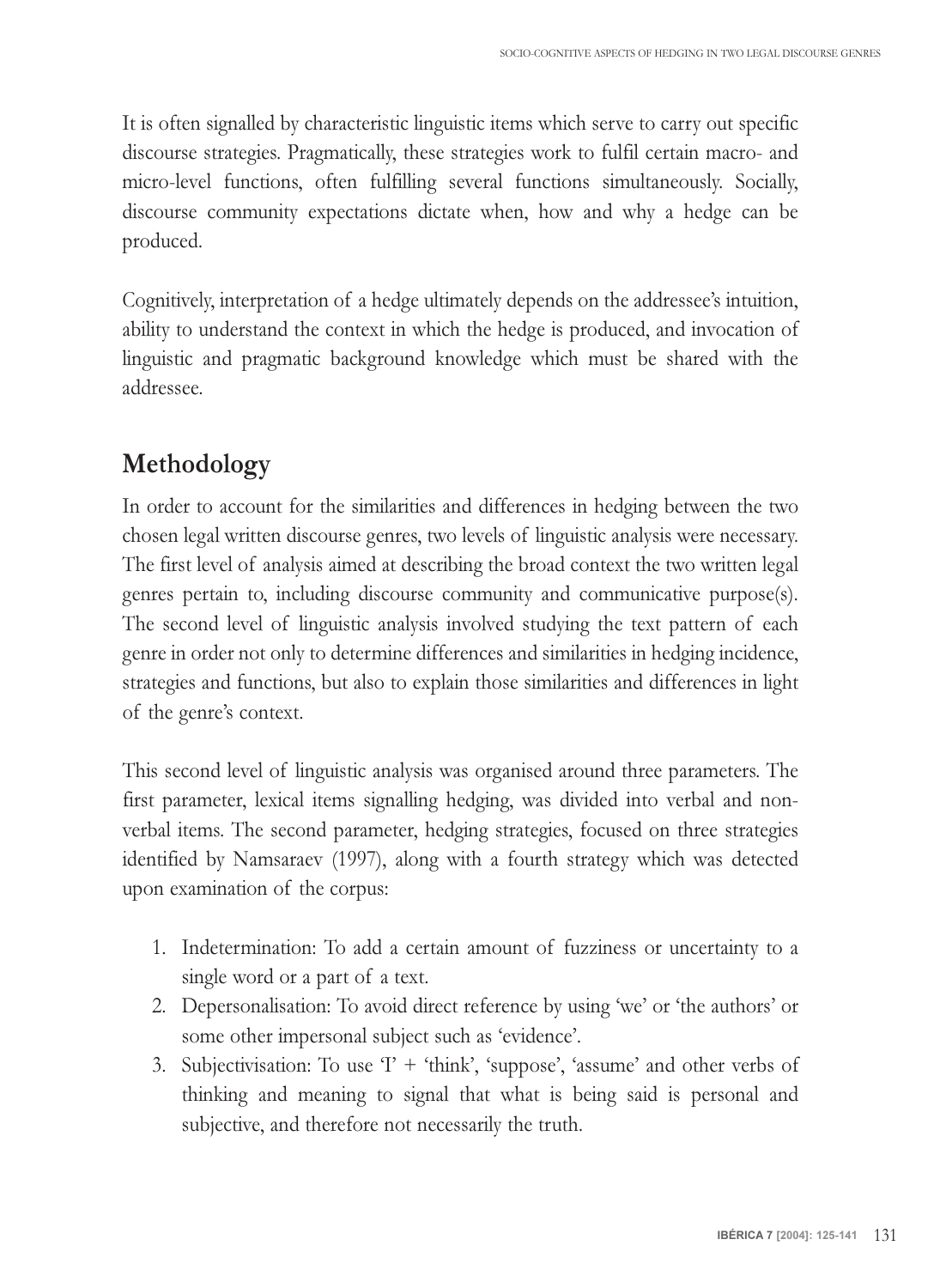It is often signalled by characteristic linguistic items which serve to carry out specific discourse strategies. Pragmatically, these strategies work to fulfil certain macro- and micro-level functions, often fulfilling several functions simultaneously. Socially, discourse community expectations dictate when, how and why a hedge can be produced.

Cognitively, interpretation of a hedge ultimately depends on the addressee's intuition, ability to understand the context in which the hedge is produced, and invocation of linguistic and pragmatic background knowledge which must be shared with the addressee.

## Methodology

In order to account for the similarities and differences in hedging between the two chosen legal written discourse genres, two levels of linguistic analysis were necessary. The first level of analysis aimed at describing the broad context the two written legal genres pertain to, including discourse community and communicative purpose(s). The second level of linguistic analysis involved studying the text pattern of each genre in order not only determine differences and similarities in hedging incidence, strategies and functions, but also to explain those similarities and differences in light of the genre's context.

This second level of linguistic analysis was organised around three parameters. The first parameter, lexical items signalling hedging, was divided into verbal and non-verbal items. The second parameter, hedging strategies, focused on three strategies identified by Namsaraev (1997), along with a fourth strategy which was detected upon examination of the corpus:

1. Indetermination: To add a certain amount of fuzziness or uncertainty to a single word or a part of a text.
2. Depersonalisation: To avoid direct reference by using 'we' or 'the authors' or some other impersonal subject such as 'evidence'.
3. Subjectivisation: To use 'I' + 'think', 'suppose', 'assume' and other verbs of thinking and meaning to signal that what is being said is personal and subjective, and therefore not necessarily the truth.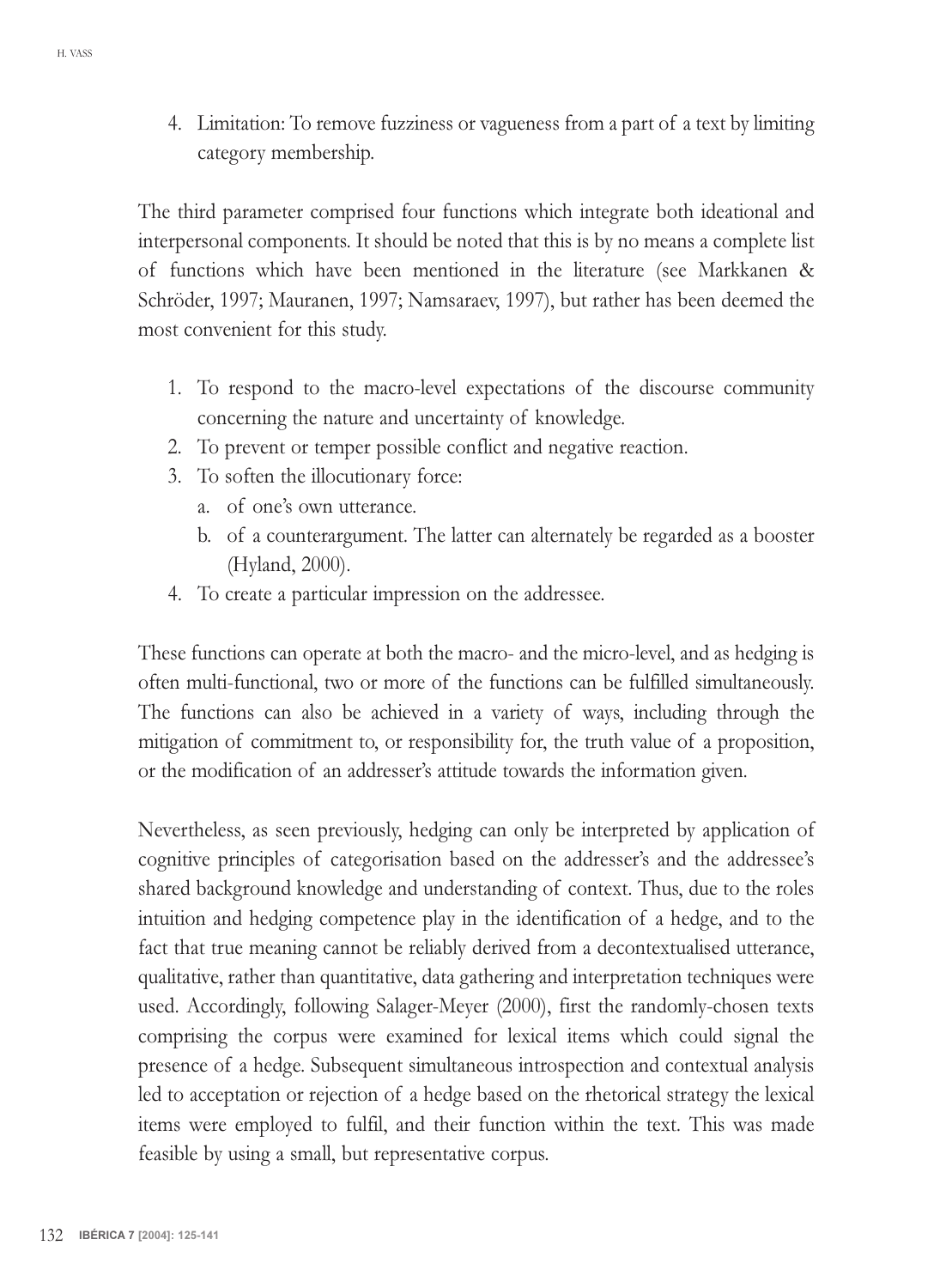4. Limitation: To remove fuzziness or vagueness from a part of a text by limiting category membership.

The third parameter comprised four functions which integrate both ideational and interpersonal components. It should be noted that this is by no means a complete list of functions which have been mentioned in the literature (see Markkanen & Schröder, 1997; Mauranen, 1997; Namsaraev, 1997), but rather has been deemed the most convenient for this study.

1. To respond to the macro-level expectations of the discourse community concerning the nature and uncertainty of knowledge.
2. To prevent or temper possible conflict and negative reaction.
3. To soften the illocutionary force:
   a. of one's own utterance.
   b. of a counterargument. The latter can alternately be regarded as a booster (Hyland, 2000).
4. To create a particular impression on the addressee.

These functions can operate at both the macro- and the micro-level, and as hedging is often multi-functional, two or more of the functions can be fulfilled simultaneously. The functions can also be achieved in a variety of ways, including through the mitigation of commitment to, or responsibility for, the truth value of a proposition, or the modification of an addresser's attitude towards the information given.

Nevertheless, as seen previously, hedging can only be interpreted by application of cognitive principles of categorisation based on the addresser's and the addressee's shared background knowledge and understanding of context. Thus, due to the roles intuition and hedging competence play in the identification of a hedge, and to the fact that true meaning cannot be reliably derived from a decontextualised utterance, qualitative, rather than quantitative, data gathering and interpretation techniques were used. Accordingly, following Salager-Meyer (2000), first the randomly-chosen texts comprising the corpus were examined for lexical items which could signal the presence of a hedge. Subsequent simultaneous introspection and contextual analysis led to acceptation or rejection of a hedge based on the rhetorical strategy the lexical items were employed to fulfil, and their function within the text. This was made feasible by using a small, but representative corpus.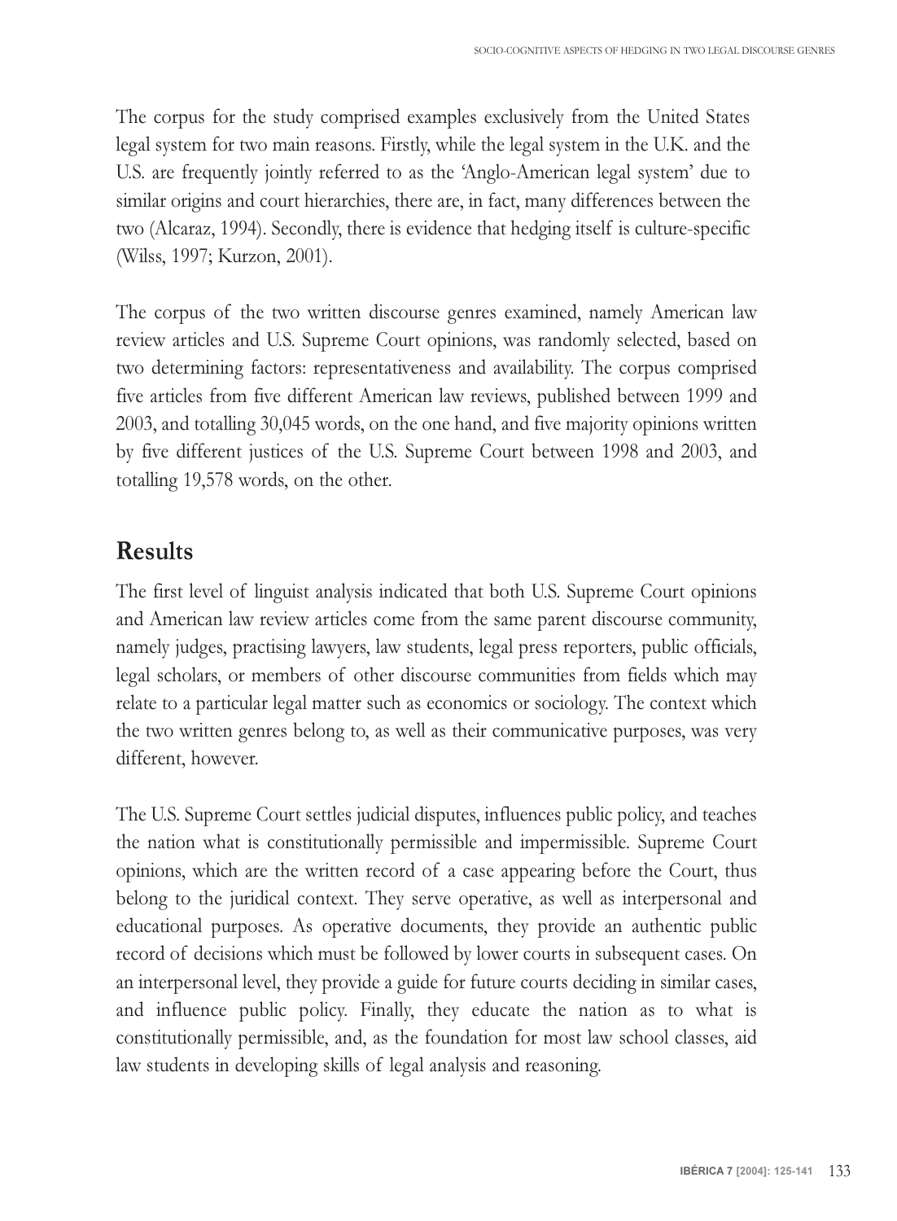The corpus for the study comprised examples exclusively from the United States legal system for two main reasons. Firstly, while the legal system in the U.K. and the U.S. are frequently jointly referred to as the 'Anglo-American legal system' due to similar origins and court hierarchies, there are, in fact, many differences between the two (Alcaraz, 1994). Secondly, there is evidence that hedging itself is culture-specific (Wilss, 1997; Kurzon, 2001).

The corpus of the two written discourse genres examined, namely American law review articles and U.S. Supreme Court opinions, was randomly selected, based on two determining factors: representativeness and availability. The corpus comprised five articles from five different American law reviews, published between 1999 and 2003, and totalling 30,045 words, on the one hand, and five majority opinions written by five different justices of the U.S. Supreme Court between 1998 and 2003, and totalling 19,578 words, on the other.

## Results

The first level of linguist analysis indicated that both U.S. Supreme Court opinions and American law review articles come from the same parent discourse community, namely judges, practising lawyers, law students, legal press reporters, public officials, legal scholars, or members of other discourse communities from fields which may relate to a particular legal matter such as economics or sociology. The context which the two written genres belong to, as well as their communicative purposes, was very different, however.

The U.S. Supreme Court settles judicial disputes, influences public policy, and teaches the nation what is constitutionally permissible and impermissible. Supreme Court opinions, which are the written record of a case appearing before the Court, thus belong to the juridical context. They serve operative, as well as interpersonal and educational purposes. As operative documents, they provide an authentic public record of decisions which must be followed by lower courts in subsequent cases. On an interpersonal level, they provide a guide for future courts deciding in similar cases, and influence public policy. Finally, they educate the nation as to what is constitutionally permissible, and, as the foundation for most law school classes, aid law students in developing skills of legal analysis and reasoning.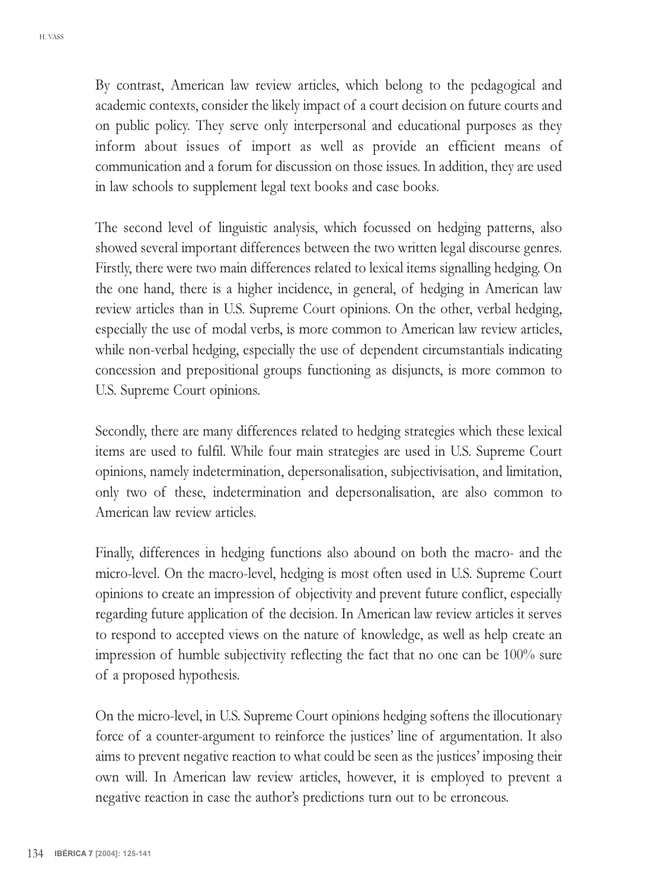By contrast, American law review articles, which belong to the pedagogical and academic contexts, consider the likely impact of a court decision on future courts and on public policy. They serve only interpersonal and educational purposes as they inform about issues of import as well as provide an efficient means of communication and a forum for discussion on those issues. In addition, they are used in law schools to supplement legal text books and case books.

The second level of linguistic analysis, which focussed on hedging patterns, also showed several important differences between the two written legal discourse genres. Firstly, there were two main differences related to lexical items signalling hedging. On the one hand, there is a higher incidence, in general, of hedging in American law review articles than in U.S. Supreme Court opinions. On the other, verbal hedging, especially the use of modal verbs, is more common to American law review articles, while non-verbal hedging, especially the use of dependent circumstantials indicating concession and prepositional groups functioning as disjuncts, is more common to U.S. Supreme Court opinions.

Secondly, there are many differences related to hedging strategies which these lexical items are used to fulfil. While four main strategies are used in U.S. Supreme Court opinions, namely indetermination, depersonalisation, subjectivisation, and limitation, only two of these, indetermination and depersonalisation, are also common to American law review articles.

Finally, differences in hedging functions also abound on both the macro- and the micro-level. On the macro-level, hedging is most often used in U.S. Supreme Court opinions to create an impression of objectivity and prevent future conflict, especially regarding future application of the decision. In American law review articles it serves to respond to accepted views on the nature of knowledge, as well as help create an impression of humble subjectivity reflecting the fact that no one can be 100% sure of a proposed hypothesis.

On the micro-level, in U.S. Supreme Court opinions hedging softens the illocutionary force of a counter-argument to reinforce the justices' line of argumentation. It also aims to prevent negative reaction to what could be seen as the justices' imposing their own will. In American law review articles, however, it is employed to prevent a negative reaction in case the author's predictions turn out to be erroneous.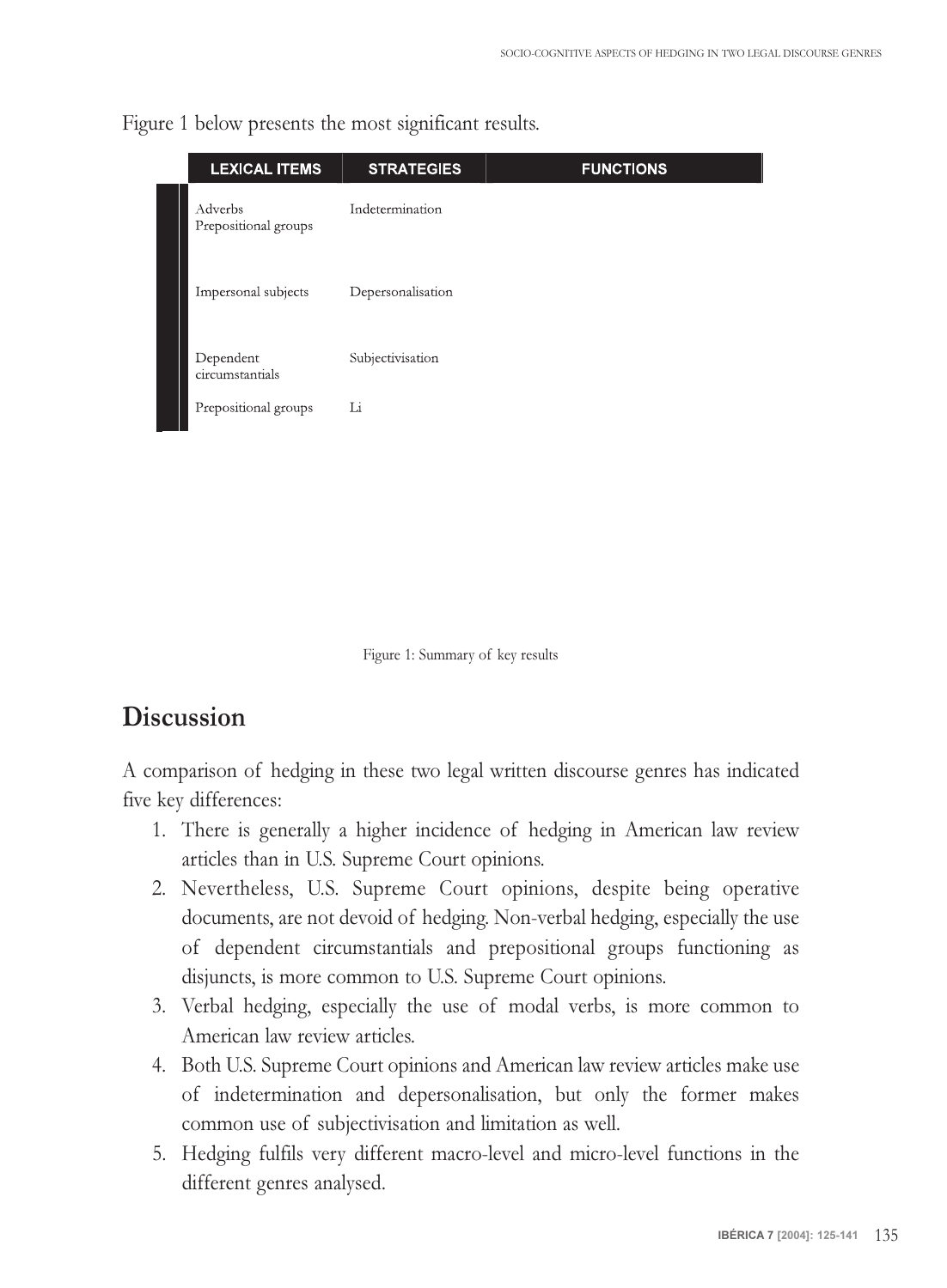Figure 1 below presents the most significant results.

| LEXICAL ITEMS | STRATEGIES | FUNCTIONS |
|---|---|---|
| Adverbs<br>Prepositional groups | Indetermination | |
| Impersonal subjects | Depersonalisation | |
| Dependent circumstantials | Subjectivisation | |
| Prepositional groups | Li | |

Figure 1: Summary of key results

## Discussion

A comparison of hedging in these two legal written discourse genres has indicated five key differences:

1. There is generally a higher incidence of hedging in American law review articles than in U.S. Supreme Court opinions.
2. Nevertheless, U.S. Supreme Court opinions, despite being operative documents, are not devoid of hedging. Non-verbal hedging, especially the use of dependent circumstantials and prepositional groups functioning as disjuncts, is more common to U.S. Supreme Court opinions.
3. Verbal hedging, especially the use of modal verbs, is more common to American law review articles.
4. Both U.S. Supreme Court opinions and American law review articles make use of indetermination and depersonalisation, but only the former makes common use of subjectivisation and limitation as well.
5. Hedging fulfils very different macro-level and micro-level functions in the different genres analysed.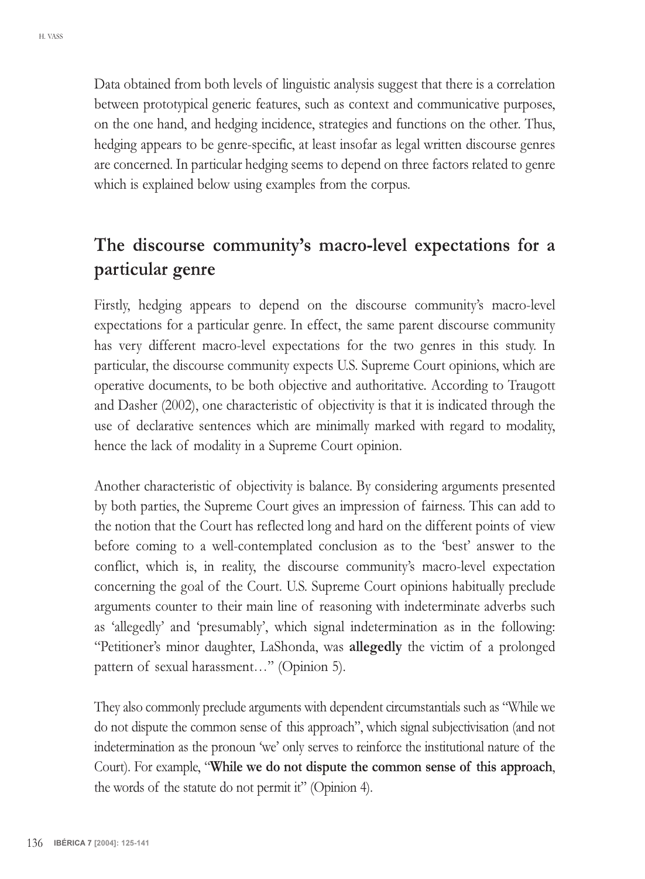Data obtained from both levels of linguistic analysis suggest that there is a correlation between prototypical generic features, such as context and communicative purposes, on the one hand, and hedging incidence, strategies and functions on the other. Thus, hedging appears to be genre-specific, at least insofar as legal written discourse genres are concerned. In particular hedging seems to depend on three factors related to genre which is explained below using examples from the corpus.

## The discourse community's macro-level expectations for a particular genre

Firstly, hedging appears to depend on the discourse community's macro-level expectations for a particular genre. In effect, the same parent discourse community has very different macro-level expectations for the two genres in this study. In particular, the discourse community expects U.S. Supreme Court opinions, which are operative documents, to be both objective and authoritative. According to Traugott and Dasher (2002), one characteristic of objectivity is that it is indicated through the use of declarative sentences which are minimally marked with regard to modality, hence the lack of modality in a Supreme Court opinion.

Another characteristic of objectivity is balance. By considering arguments presented by both parties, the Supreme Court gives an impression of fairness. This can add to the notion that the Court has reflected long and hard on the different points of view before coming to a well-contemplated conclusion as to the 'best' answer to the conflict, which is, in reality, the discourse community's macro-level expectation concerning the goal of the Court. U.S. Supreme Court opinions habitually preclude arguments counter to their main line of reasoning with indeterminate adverbs such as 'allegedly' and 'presumably', which signal indetermination as in the following: "Petitioner's minor daughter, LaShonda, was **allegedly** the victim of a prolonged pattern of sexual harassment…" (Opinion 5).

They also commonly preclude arguments with dependent circumstantials such as "While we do not dispute the common sense of this approach", which signal subjectivisation (and not indetermination as the pronoun 'we' only serves to reinforce the institutional nature of the Court). For example, "**While we do not dispute the common sense of this approach**, the words of the statute do not permit it" (Opinion 4).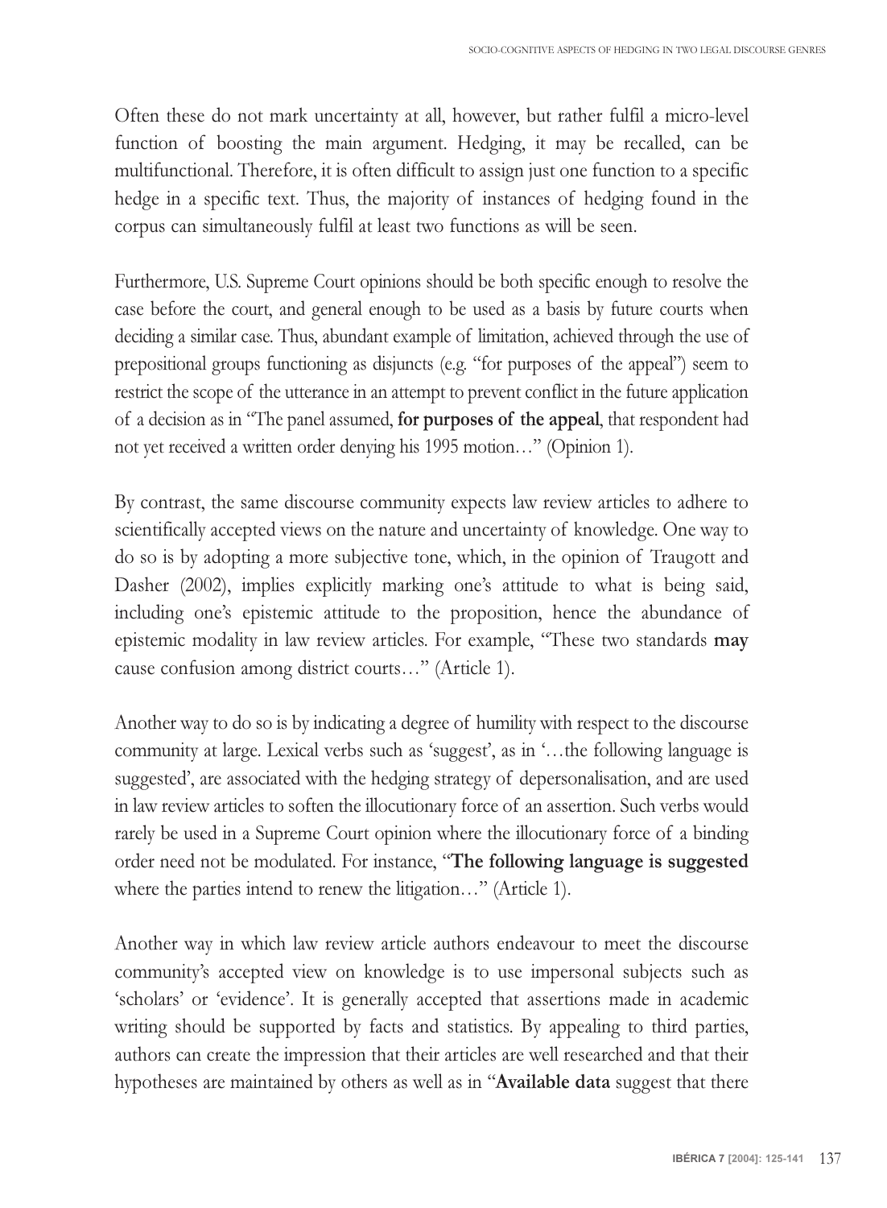Often these do not mark uncertainty at all, however, but rather fulfil a micro-level function of boosting the main argument. Hedging, it may be recalled, can be multifunctional. Therefore, it is often difficult to assign just one function to a specific hedge in a specific text. Thus, the majority of instances of hedging found in the corpus can simultaneously fulfil at least two functions as will be seen.

Furthermore, U.S. Supreme Court opinions should be both specific enough to resolve the case before the court, and general enough to be used as a basis by future courts when deciding a similar case. Thus, abundant example of limitation, achieved through the use of prepositional groups functioning as disjuncts (e.g. "for purposes of the appeal") seem to restrict the scope of the utterance in an attempt to prevent conflict in the future application of a decision as in "The panel assumed, **for purposes of the appeal**, that respondent had not yet received a written order denying his 1995 motion…" (Opinion 1).

By contrast, the same discourse community expects law review articles to adhere to scientifically accepted views on the nature and uncertainty of knowledge. One way to do so is by adopting a more subjective tone, which, in the opinion of Traugott and Dasher (2002), implies explicitly marking one's attitude to what is being said, including one's epistemic attitude to the proposition, hence the abundance of epistemic modality in law review articles. For example, "These two standards **may** cause confusion among district courts…" (Article 1).

Another way to do so is by indicating a degree of humility with respect to the discourse community at large. Lexical verbs such as 'suggest', as in '…the following language is suggested', are associated with the hedging strategy of depersonalisation, and are used in law review articles to soften the illocutionary force of an assertion. Such verbs would rarely be used in a Supreme Court opinion where the illocutionary force of a binding order need not be modulated. For instance, "**The following language is suggested** where the parties intend to renew the litigation…" (Article 1).

Another way in which law review article authors endeavour to meet the discourse community's accepted view on knowledge is to use impersonal subjects such as 'scholars' or 'evidence'. It is generally accepted that assertions made in academic writing should be supported by facts and statistics. By appealing to third parties, authors can create the impression that their articles are well researched and that their hypotheses are maintained by others as well as in "**Available data** suggest that there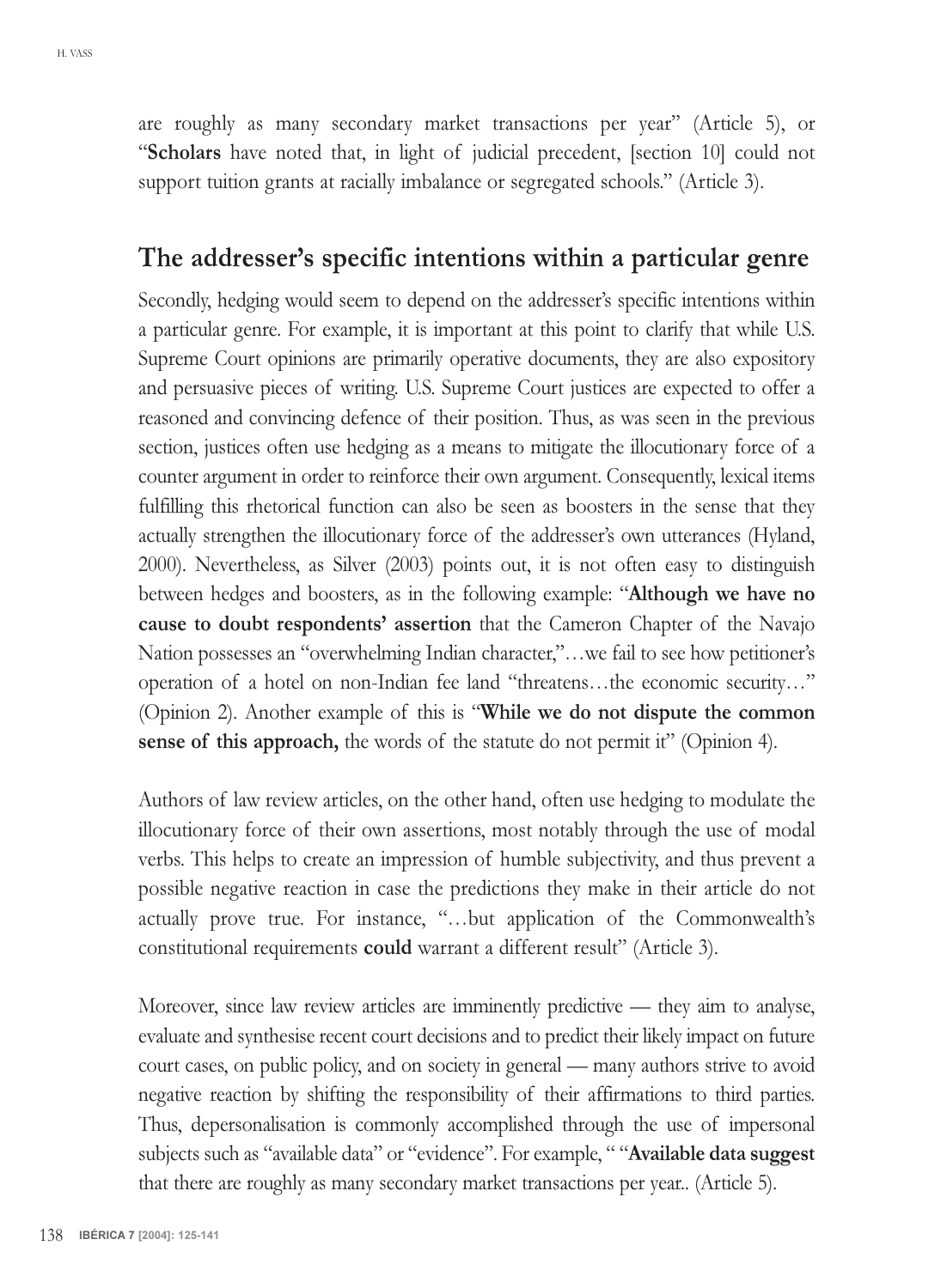are roughly as many secondary market transactions per year" (Article 5), or "**Scholars** have noted that, in light of judicial precedent, [section 10] could not support tuition grants at racially imbalance or segregated schools." (Article 3).

## The addresser's specific intentions within a particular genre

Secondly, hedging would seem to depend on the addresser's specific intentions within a particular genre. For example, it is important at this point to clarify that while U.S. Supreme Court opinions are primarily operative documents, they are also expository and persuasive pieces of writing. U.S. Supreme Court justices are expected to offer a reasoned and convincing defence of their position. Thus, as was seen in the previous section, justices often use hedging as a means to mitigate the illocutionary force of a counter argument in order to reinforce their own argument. Consequently, lexical items fulfilling this rhetorical function can also be seen as boosters in the sense that they actually strengthen the illocutionary force of the addresser's own utterances (Hyland, 2000). Nevertheless, as Silver (2003) points out, it is not often easy to distinguish between hedges and boosters, as in the following example: "**Although we have no cause to doubt respondents' assertion** that the Cameron Chapter of the Navajo Nation possesses an "overwhelming Indian character,"…we fail to see how petitioner's operation of a hotel on non-Indian fee land "threatens…the economic security…" (Opinion 2). Another example of this is "**While we do not dispute the common sense of this approach,** the words of the statute do not permit it" (Opinion 4).

Authors of law review articles, on the other hand, often use hedging to modulate the illocutionary force of their own assertions, most notably through the use of modal verbs. This helps to create an impression of humble subjectivity, and thus prevent a possible negative reaction in case the predictions they make in their article do not actually prove true. For instance, "…but application of the Commonwealth's constitutional requirements **could** warrant a different result" (Article 3).

Moreover, since law review articles are imminently predictive — they aim to analyse, evaluate and synthesise recent court decisions and to predict their likely impact on future court cases, on public policy, and on society in general — many authors strive to avoid negative reaction by shifting the responsibility of their affirmations to third parties. Thus, depersonalisation is commonly accomplished through the use of impersonal subjects such as "available data" or "evidence". For example, " "**Available data suggest** that there are roughly as many secondary market transactions per year.. (Article 5).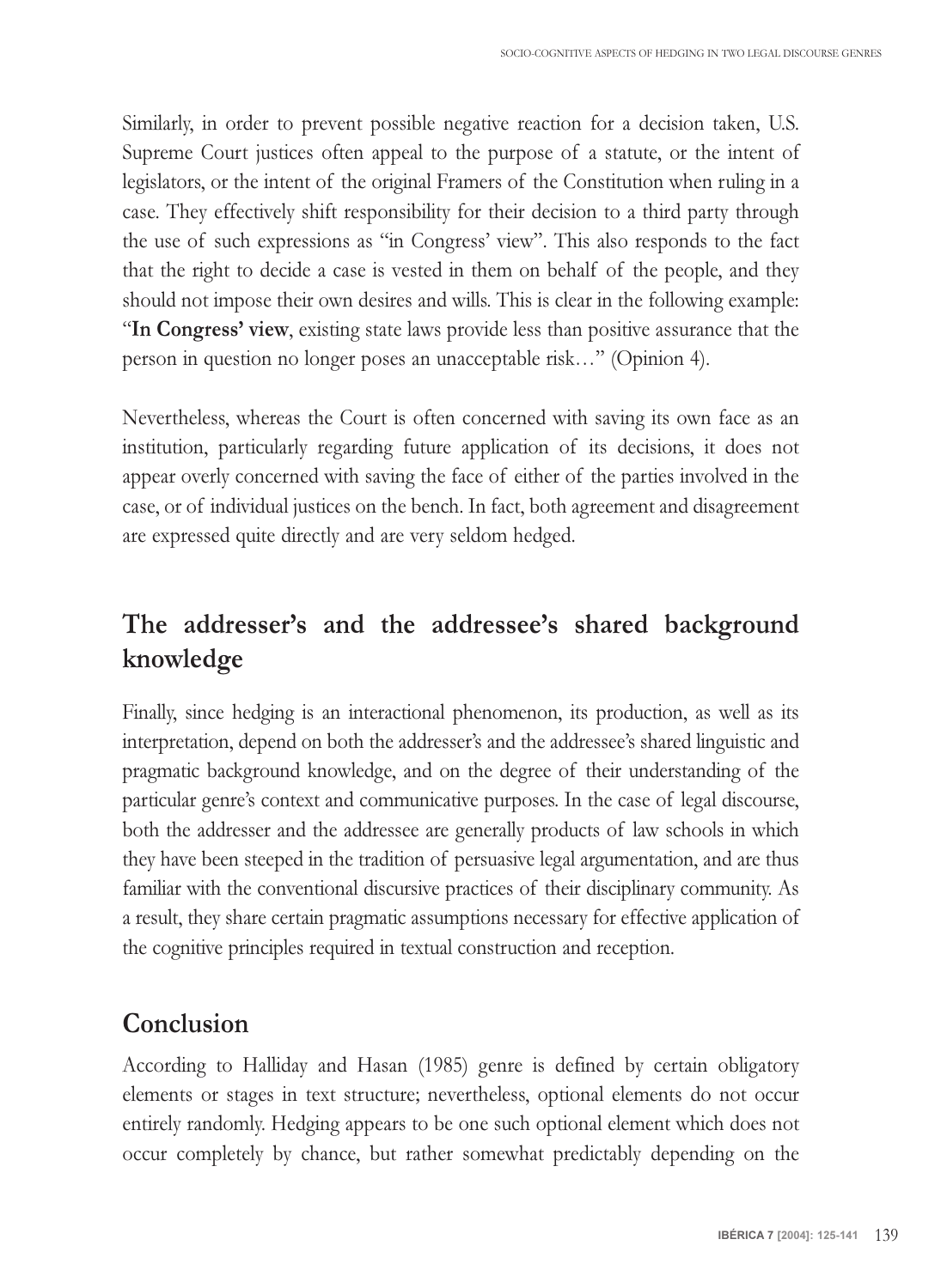Similarly, in order to prevent possible negative reaction for a decision taken, U.S. Supreme Court justices often appeal to the purpose of a statute, or the intent of legislators, or the intent of the original Framers of the Constitution when ruling in a case. They effectively shift responsibility for their decision to a third party through the use of such expressions as "in Congress' view". This also responds to the fact that the right to decide a case is vested in them on behalf of the people, and they should not impose their own desires and wills. This is clear in the following example: "**In Congress' view**, existing state laws provide less than positive assurance that the person in question no longer poses an unacceptable risk…" (Opinion 4).

Nevertheless, whereas the Court is often concerned with saving its own face as an institution, particularly regarding future application of its decisions, it does not appear overly concerned with saving the face of either of the parties involved in the case, or of individual justices on the bench. In fact, both agreement and disagreement are expressed quite directly and are very seldom hedged.

## The addresser's and the addressee's shared background knowledge

Finally, since hedging is an interactional phenomenon, its production, as well as its interpretation, depend on both the addresser's and the addressee's shared linguistic and pragmatic background knowledge, and on the degree of their understanding of the particular genre's context and communicative purposes. In the case of legal discourse, both the addresser and the addressee are generally products of law schools in which they have been steeped in the tradition of persuasive legal argumentation, and are thus familiar with the conventional discursive practices of their disciplinary community. As a result, they share certain pragmatic assumptions necessary for effective application of the cognitive principles required in textual construction and reception.

## Conclusion

According to Halliday and Hasan (1985) genre is defined by certain obligatory elements or stages in text structure; nevertheless, optional elements do not occur entirely randomly. Hedging appears to be one such optional element which does not occur completely by chance, but rather somewhat predictably depending on the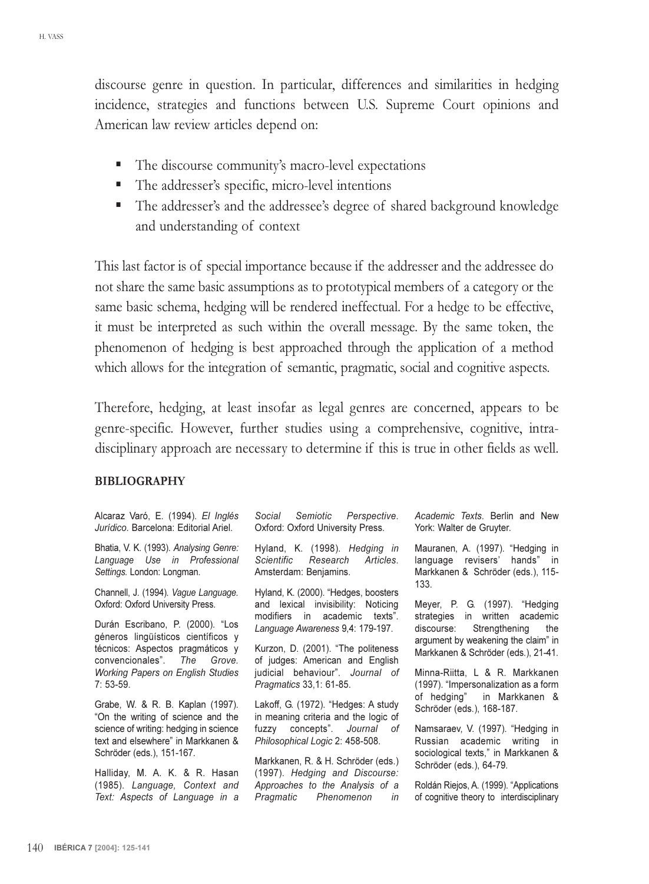discourse genre in question. In particular, differences and similarities in hedging incidence, strategies and functions between U.S. Supreme Court opinions and American law review articles depend on:

- The discourse community's macro-level expectations
- The addresser's specific, micro-level intentions
- The addresser's and the addressee's degree of shared background knowledge and understanding of context

This last factor is of special importance because if the addresser and the addressee do not share the same basic assumptions as to prototypical members of a category or the same basic schema, hedging will be rendered ineffectual. For a hedge to be effective, it must be interpreted as such within the overall message. By the same token, the phenomenon of hedging is best approached through the application of a method which allows for the integration of semantic, pragmatic, social and cognitive aspects.

Therefore, hedging, at least insofar as legal genres are concerned, appears to be genre-specific. However, further studies using a comprehensive, cognitive, intra-disciplinary approach are necessary to determine if this is true in other fields as well.

## BIBLIOGRAPHY

Alcaraz Varó, E. (1994). *El Inglés Jurídico*. Barcelona: Editorial Ariel.

Bhatia, V. K. (1993). *Analysing Genre: Language Use in Professional Settings.* London: Longman.

Channell, J. (1994). *Vague Language.* Oxford: Oxford University Press.

Durán Escribano, P. (2000). "Los géneros lingüísticos científicos y técnicos: Aspectos pragmáticos y convencionales". *The Grove. Working Papers on English Studies* 7: 53-59.

Grabe, W. & R. B. Kaplan (1997). "On the writing of science and the science of writing: hedging in science text and elsewhere" in Markkanen & Schröder (eds.), 151-167.

Halliday, M. A. K. & R. Hasan (1985). *Language, Context and Text: Aspects of Language in a Social Semiotic Perspective*. Oxford: Oxford University Press.

Hyland, K. (1998). *Hedging in Scientific Research Articles*. Amsterdam: Benjamins.

Hyland, K. (2000). "Hedges, boosters and lexical invisibility: Noticing modifiers in academic texts". *Language Awareness* 9,4: 179-197.

Kurzon, D. (2001). "The politeness of judges: American and English judicial behaviour". *Journal of Pragmatics* 33,1: 61-85.

Lakoff, G. (1972). "Hedges: A study in meaning criteria and the logic of fuzzy concepts". *Journal of Philosophical Logic* 2: 458-508.

Markkanen, R. & H. Schröder (eds.) (1997). *Hedging and Discourse: Approaches to the Analysis of a Pragmatic Phenomenon in Academic Texts*. Berlin and New York: Walter de Gruyter.

Mauranen, A. (1997). "Hedging in language revisers' hands" in Markkanen & Schröder (eds.), 115-133.

Meyer, P. G. (1997). "Hedging strategies in written academic discourse: Strengthening the argument by weakening the claim" in Markkanen & Schröder (eds.), 21-41.

Minna-Riitta, L & R. Markkanen (1997). "Impersonalization as a form of hedging" in Markkanen & Schröder (eds.), 168-187.

Namsaraev, V. (1997). "Hedging in Russian academic writing in sociological texts," in Markkanen & Schröder (eds.), 64-79.

Roldán Riejos, A. (1999). "Applications of cognitive theory to interdisciplinary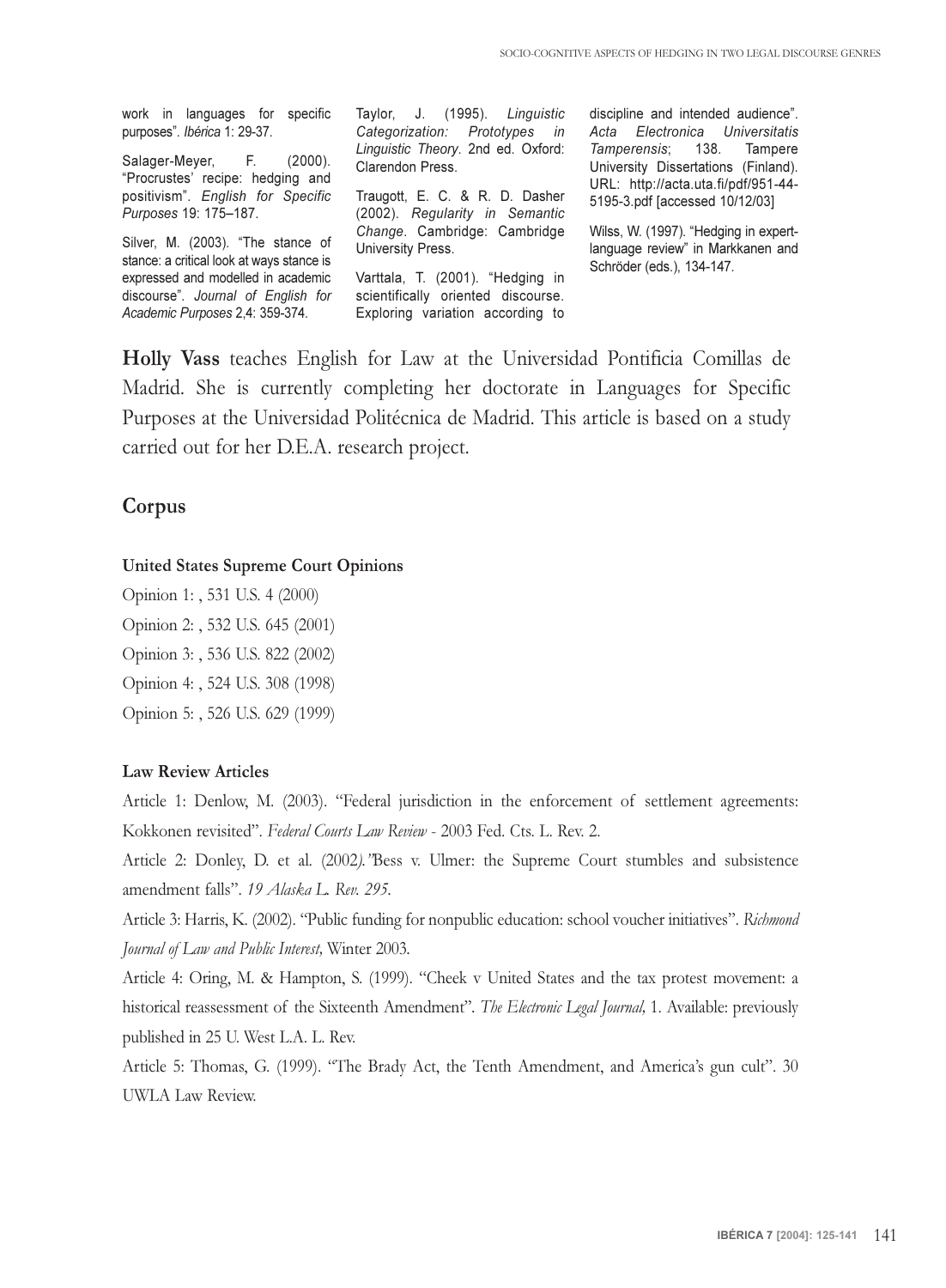work in languages for specific purposes". *Ibérica* 1: 29-37.

Salager-Meyer, F. (2000). "Procrustes' recipe: hedging and positivism". *English for Specific Purposes* 19: 175–187.

Silver, M. (2003). "The stance of stance: a critical look at ways stance is expressed and modelled in academic discourse". *Journal of English for Academic Purposes* 2,4: 359-374.

Taylor, J. (1995). *Linguistic Categorization: Prototypes in Linguistic Theory*. 2nd ed. Oxford: Clarendon Press.

Traugott, E. C. & R. D. Dasher (2002). *Regularity in Semantic Change*. Cambridge: Cambridge University Press.

Varttala, T. (2001). "Hedging in scientifically oriented discourse. Exploring variation according to discipline and intended audience". *Acta Electronica Universitatis Tamperensis*; 138. Tampere University Dissertations (Finland). URL: http://acta.uta.fi/pdf/951-44-5195-3.pdf [accessed 10/12/03]

Wilss, W. (1997). "Hedging in expert-language review" in Markkanen and Schröder (eds.), 134-147.

**Holly Vass** teaches English for Law at the Universidad Pontificia Comillas de Madrid. She is currently completing her doctorate in Languages for Specific Purposes at the Universidad Politécnica de Madrid. This article is based on a study carried out for her D.E.A. research project.

## Corpus

### United States Supreme Court Opinions

Opinion 1: , 531 U.S. 4 (2000)

Opinion 2: , 532 U.S. 645 (2001)

Opinion 3: , 536 U.S. 822 (2002)

Opinion 4: , 524 U.S. 308 (1998)

Opinion 5: , 526 U.S. 629 (1999)

### Law Review Articles

Article 1: Denlow, M. (2003). "Federal jurisdiction in the enforcement of settlement agreements: Kokkonen revisited". *Federal Courts Law Review* - 2003 Fed. Cts. L. Rev. 2.

Article 2: Donley, D. et al. (2002*)."*Bess v. Ulmer: the Supreme Court stumbles and subsistence amendment falls". *19 Alaska L. Rev. 295*.

Article 3: Harris, K. (2002). "Public funding for nonpublic education: school voucher initiatives". *Richmond Journal of Law and Public Interest,* Winter 2003.

Article 4: Oring, M. & Hampton, S. (1999). "Cheek v United States and the tax protest movement: a historical reassessment of the Sixteenth Amendment". *The Electronic Legal Journal,* 1. Available: previously published in 25 U. West L.A. L. Rev.

Article 5: Thomas, G. (1999). "The Brady Act, the Tenth Amendment, and America's gun cult". 30 UWLA Law Review.